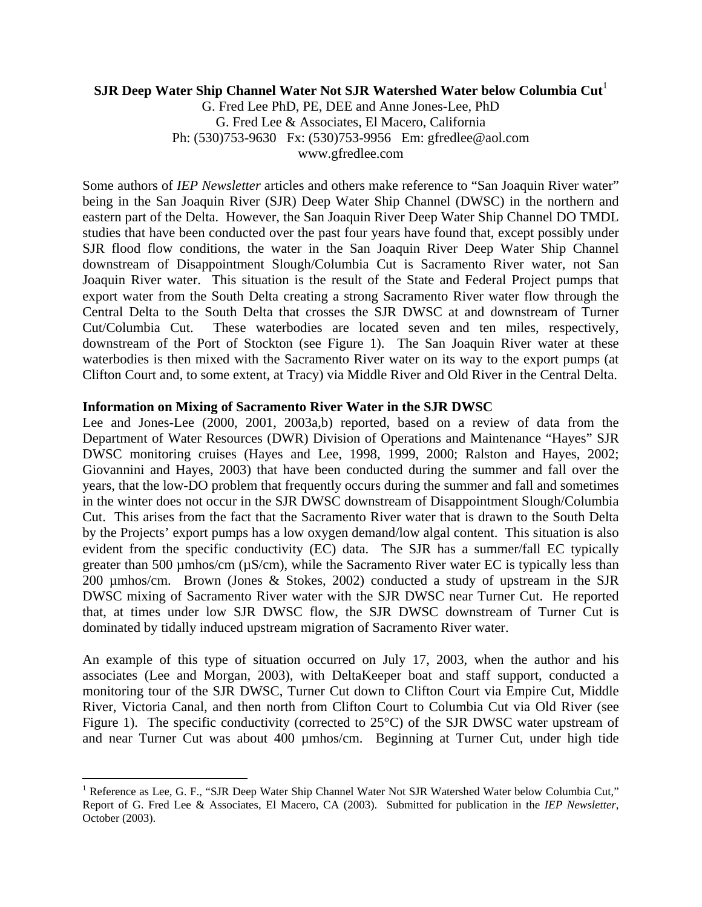**SJR Deep Water Ship Channel Water Not SJR Watershed Water below Columbia Cut**[1]

G. Fred Lee PhD, PE, DEE and Anne Jones-Lee, PhD
G. Fred Lee & Associates, El Macero, California
Ph: (530)753-9630 Fx: (530)753-9956 Em: gfredlee@aol.com
www.gfredlee.com

Some authors of *IEP Newsletter* articles and others make reference to "San Joaquin River water" being in the San Joaquin River (SJR) Deep Water Ship Channel (DWSC) in the northern and eastern part of the Delta. However, the San Joaquin River Deep Water Ship Channel DO TMDL studies that have been conducted over the past four years have found that, except possibly under SJR flood flow conditions, the water in the San Joaquin River Deep Water Ship Channel downstream of Disappointment Slough/Columbia Cut is Sacramento River water, not San Joaquin River water. This situation is the result of the State and Federal Project pumps that export water from the South Delta creating a strong Sacramento River water flow through the Central Delta to the South Delta that crosses the SJR DWSC at and downstream of Turner Cut/Columbia Cut. These waterbodies are located seven and ten miles, respectively, downstream of the Port of Stockton (see Figure 1). The San Joaquin River water at these waterbodies is then mixed with the Sacramento River water on its way to the export pumps (at Clifton Court and, to some extent, at Tracy) via Middle River and Old River in the Central Delta.

**Information on Mixing of Sacramento River Water in the SJR DWSC**

Lee and Jones-Lee (2000, 2001, 2003a,b) reported, based on a review of data from the Department of Water Resources (DWR) Division of Operations and Maintenance "Hayes" SJR DWSC monitoring cruises (Hayes and Lee, 1998, 1999, 2000; Ralston and Hayes, 2002; Giovannini and Hayes, 2003) that have been conducted during the summer and fall over the years, that the low-DO problem that frequently occurs during the summer and fall and sometimes in the winter does not occur in the SJR DWSC downstream of Disappointment Slough/Columbia Cut. This arises from the fact that the Sacramento River water that is drawn to the South Delta by the Projects' export pumps has a low oxygen demand/low algal content. This situation is also evident from the specific conductivity (EC) data. The SJR has a summer/fall EC typically greater than 500 µmhos/cm (µS/cm), while the Sacramento River water EC is typically less than 200 µmhos/cm. Brown (Jones & Stokes, 2002) conducted a study of upstream in the SJR DWSC mixing of Sacramento River water with the SJR DWSC near Turner Cut. He reported that, at times under low SJR DWSC flow, the SJR DWSC downstream of Turner Cut is dominated by tidally induced upstream migration of Sacramento River water.

An example of this type of situation occurred on July 17, 2003, when the author and his associates (Lee and Morgan, 2003), with DeltaKeeper boat and staff support, conducted a monitoring tour of the SJR DWSC, Turner Cut down to Clifton Court via Empire Cut, Middle River, Victoria Canal, and then north from Clifton Court to Columbia Cut via Old River (see Figure 1). The specific conductivity (corrected to 25°C) of the SJR DWSC water upstream of and near Turner Cut was about 400 µmhos/cm. Beginning at Turner Cut, under high tide

[1] Reference as Lee, G. F., "SJR Deep Water Ship Channel Water Not SJR Watershed Water below Columbia Cut," Report of G. Fred Lee & Associates, El Macero, CA (2003). Submitted for publication in the *IEP Newsletter*, October (2003).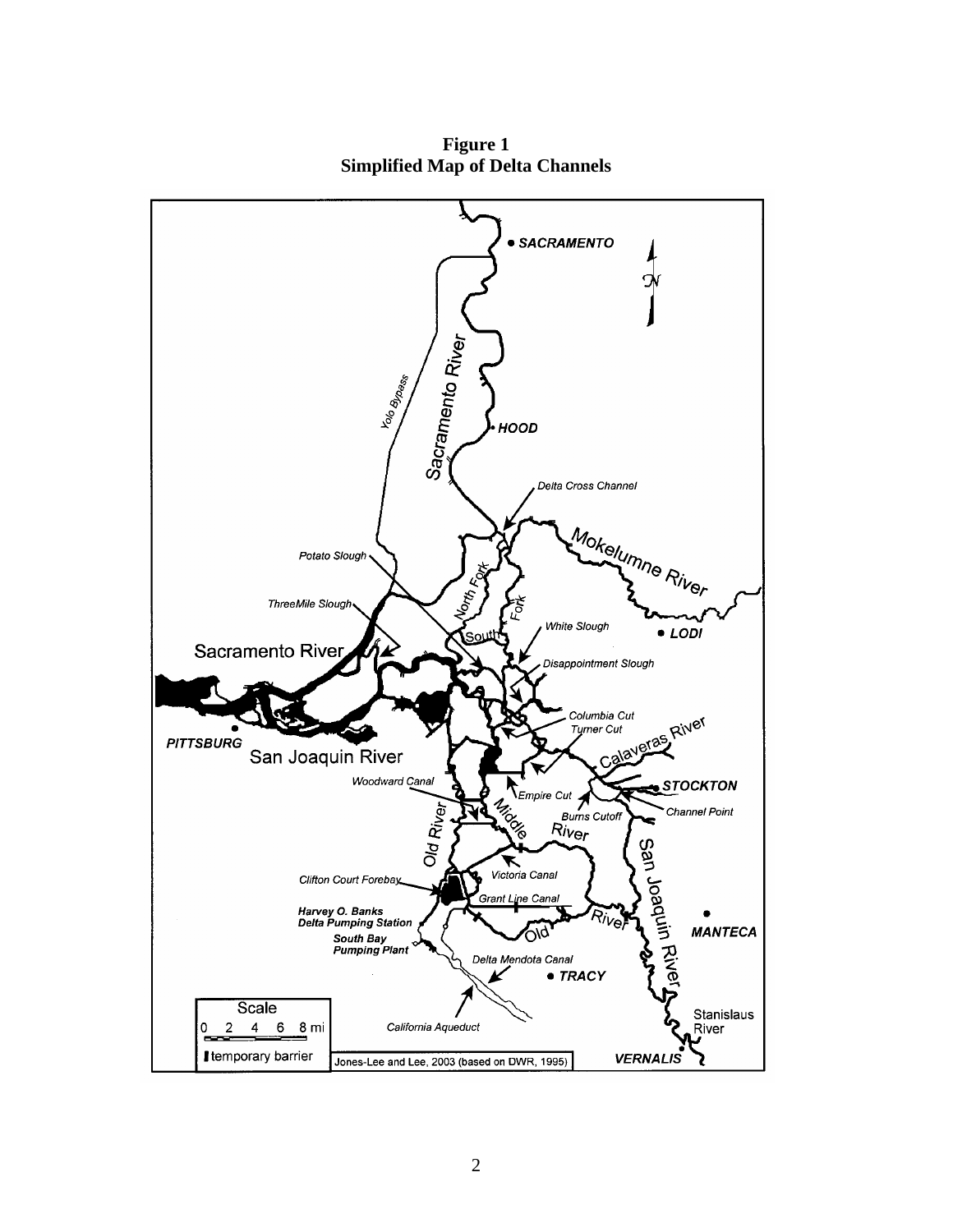**Figure 1**
**Simplified Map of Delta Channels**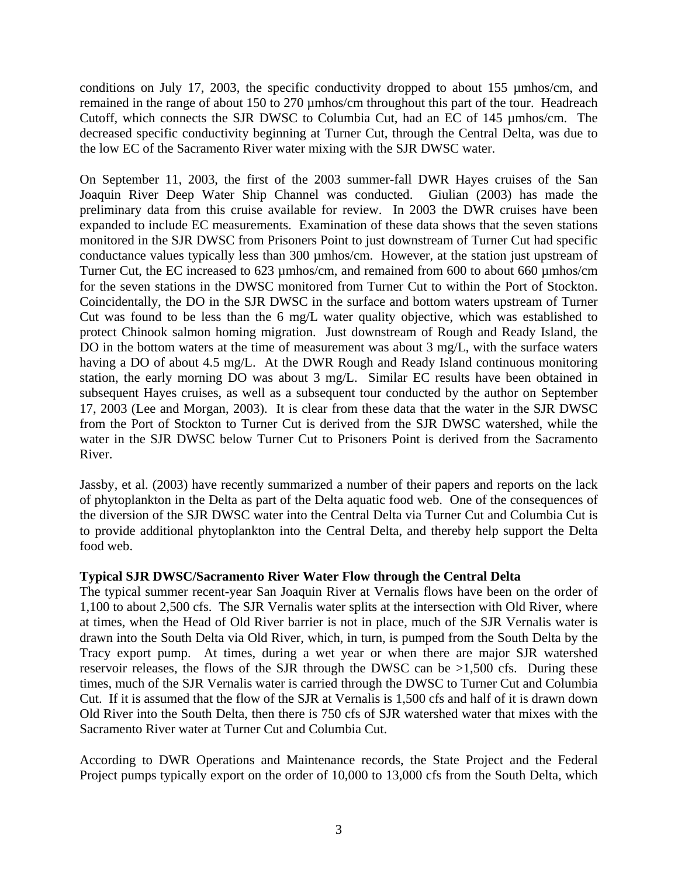conditions on July 17, 2003, the specific conductivity dropped to about 155 µmhos/cm, and remained in the range of about 150 to 270 µmhos/cm throughout this part of the tour. Headreach Cutoff, which connects the SJR DWSC to Columbia Cut, had an EC of 145 µmhos/cm. The decreased specific conductivity beginning at Turner Cut, through the Central Delta, was due to the low EC of the Sacramento River water mixing with the SJR DWSC water.

On September 11, 2003, the first of the 2003 summer-fall DWR Hayes cruises of the San Joaquin River Deep Water Ship Channel was conducted. Giulian (2003) has made the preliminary data from this cruise available for review. In 2003 the DWR cruises have been expanded to include EC measurements. Examination of these data shows that the seven stations monitored in the SJR DWSC from Prisoners Point to just downstream of Turner Cut had specific conductance values typically less than 300 µmhos/cm. However, at the station just upstream of Turner Cut, the EC increased to 623 µmhos/cm, and remained from 600 to about 660 µmhos/cm for the seven stations in the DWSC monitored from Turner Cut to within the Port of Stockton. Coincidentally, the DO in the SJR DWSC in the surface and bottom waters upstream of Turner Cut was found to be less than the 6 mg/L water quality objective, which was established to protect Chinook salmon homing migration. Just downstream of Rough and Ready Island, the DO in the bottom waters at the time of measurement was about 3 mg/L, with the surface waters having a DO of about 4.5 mg/L. At the DWR Rough and Ready Island continuous monitoring station, the early morning DO was about 3 mg/L. Similar EC results have been obtained in subsequent Hayes cruises, as well as a subsequent tour conducted by the author on September 17, 2003 (Lee and Morgan, 2003). It is clear from these data that the water in the SJR DWSC from the Port of Stockton to Turner Cut is derived from the SJR DWSC watershed, while the water in the SJR DWSC below Turner Cut to Prisoners Point is derived from the Sacramento River.

Jassby, et al. (2003) have recently summarized a number of their papers and reports on the lack of phytoplankton in the Delta as part of the Delta aquatic food web. One of the consequences of the diversion of the SJR DWSC water into the Central Delta via Turner Cut and Columbia Cut is to provide additional phytoplankton into the Central Delta, and thereby help support the Delta food web.

**Typical SJR DWSC/Sacramento River Water Flow through the Central Delta**

The typical summer recent-year San Joaquin River at Vernalis flows have been on the order of 1,100 to about 2,500 cfs. The SJR Vernalis water splits at the intersection with Old River, where at times, when the Head of Old River barrier is not in place, much of the SJR Vernalis water is drawn into the South Delta via Old River, which, in turn, is pumped from the South Delta by the Tracy export pump. At times, during a wet year or when there are major SJR watershed reservoir releases, the flows of the SJR through the DWSC can be >1,500 cfs. During these times, much of the SJR Vernalis water is carried through the DWSC to Turner Cut and Columbia Cut. If it is assumed that the flow of the SJR at Vernalis is 1,500 cfs and half of it is drawn down Old River into the South Delta, then there is 750 cfs of SJR watershed water that mixes with the Sacramento River water at Turner Cut and Columbia Cut.

According to DWR Operations and Maintenance records, the State Project and the Federal Project pumps typically export on the order of 10,000 to 13,000 cfs from the South Delta, which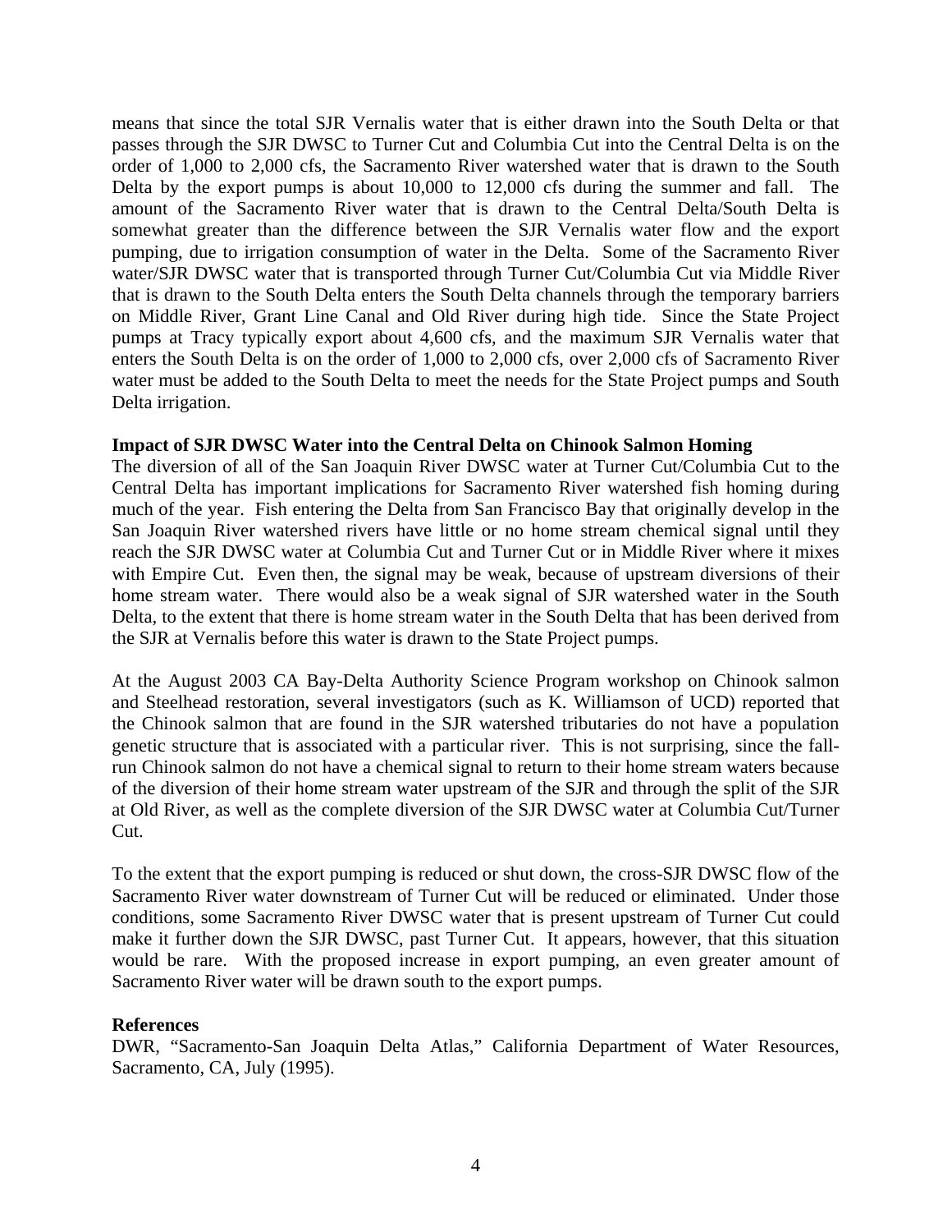means that since the total SJR Vernalis water that is either drawn into the South Delta or that passes through the SJR DWSC to Turner Cut and Columbia Cut into the Central Delta is on the order of 1,000 to 2,000 cfs, the Sacramento River watershed water that is drawn to the South Delta by the export pumps is about 10,000 to 12,000 cfs during the summer and fall. The amount of the Sacramento River water that is drawn to the Central Delta/South Delta is somewhat greater than the difference between the SJR Vernalis water flow and the export pumping, due to irrigation consumption of water in the Delta. Some of the Sacramento River water/SJR DWSC water that is transported through Turner Cut/Columbia Cut via Middle River that is drawn to the South Delta enters the South Delta channels through the temporary barriers on Middle River, Grant Line Canal and Old River during high tide. Since the State Project pumps at Tracy typically export about 4,600 cfs, and the maximum SJR Vernalis water that enters the South Delta is on the order of 1,000 to 2,000 cfs, over 2,000 cfs of Sacramento River water must be added to the South Delta to meet the needs for the State Project pumps and South Delta irrigation.

**Impact of SJR DWSC Water into the Central Delta on Chinook Salmon Homing**

The diversion of all of the San Joaquin River DWSC water at Turner Cut/Columbia Cut to the Central Delta has important implications for Sacramento River watershed fish homing during much of the year. Fish entering the Delta from San Francisco Bay that originally develop in the San Joaquin River watershed rivers have little or no home stream chemical signal until they reach the SJR DWSC water at Columbia Cut and Turner Cut or in Middle River where it mixes with Empire Cut. Even then, the signal may be weak, because of upstream diversions of their home stream water. There would also be a weak signal of SJR watershed water in the South Delta, to the extent that there is home stream water in the South Delta that has been derived from the SJR at Vernalis before this water is drawn to the State Project pumps.

At the August 2003 CA Bay-Delta Authority Science Program workshop on Chinook salmon and Steelhead restoration, several investigators (such as K. Williamson of UCD) reported that the Chinook salmon that are found in the SJR watershed tributaries do not have a population genetic structure that is associated with a particular river. This is not surprising, since the fall-run Chinook salmon do not have a chemical signal to return to their home stream waters because of the diversion of their home stream water upstream of the SJR and through the split of the SJR at Old River, as well as the complete diversion of the SJR DWSC water at Columbia Cut/Turner Cut.

To the extent that the export pumping is reduced or shut down, the cross-SJR DWSC flow of the Sacramento River water downstream of Turner Cut will be reduced or eliminated. Under those conditions, some Sacramento River DWSC water that is present upstream of Turner Cut could make it further down the SJR DWSC, past Turner Cut. It appears, however, that this situation would be rare. With the proposed increase in export pumping, an even greater amount of Sacramento River water will be drawn south to the export pumps.

**References**

DWR, "Sacramento-San Joaquin Delta Atlas," California Department of Water Resources, Sacramento, CA, July (1995).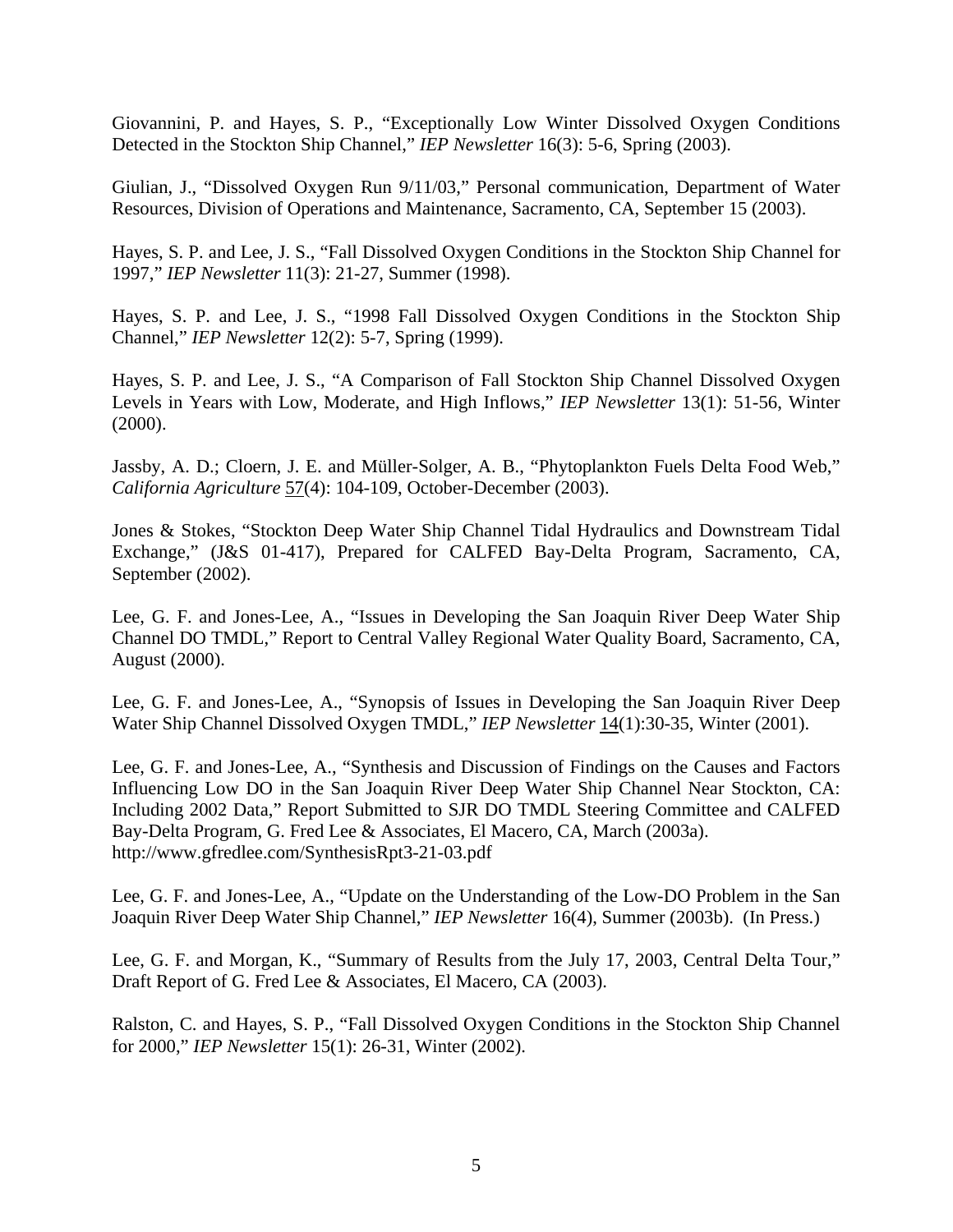Giovannini, P. and Hayes, S. P., "Exceptionally Low Winter Dissolved Oxygen Conditions Detected in the Stockton Ship Channel," *IEP Newsletter* 16(3): 5-6, Spring (2003).

Giulian, J., "Dissolved Oxygen Run 9/11/03," Personal communication, Department of Water Resources, Division of Operations and Maintenance, Sacramento, CA, September 15 (2003).

Hayes, S. P. and Lee, J. S., "Fall Dissolved Oxygen Conditions in the Stockton Ship Channel for 1997," *IEP Newsletter* 11(3): 21-27, Summer (1998).

Hayes, S. P. and Lee, J. S., "1998 Fall Dissolved Oxygen Conditions in the Stockton Ship Channel," *IEP Newsletter* 12(2): 5-7, Spring (1999).

Hayes, S. P. and Lee, J. S., "A Comparison of Fall Stockton Ship Channel Dissolved Oxygen Levels in Years with Low, Moderate, and High Inflows," *IEP Newsletter* 13(1): 51-56, Winter (2000).

Jassby, A. D.; Cloern, J. E. and Müller-Solger, A. B., "Phytoplankton Fuels Delta Food Web," *California Agriculture* 57(4): 104-109, October-December (2003).

Jones & Stokes, "Stockton Deep Water Ship Channel Tidal Hydraulics and Downstream Tidal Exchange," (J&S 01-417), Prepared for CALFED Bay-Delta Program, Sacramento, CA, September (2002).

Lee, G. F. and Jones-Lee, A., "Issues in Developing the San Joaquin River Deep Water Ship Channel DO TMDL," Report to Central Valley Regional Water Quality Board, Sacramento, CA, August (2000).

Lee, G. F. and Jones-Lee, A., "Synopsis of Issues in Developing the San Joaquin River Deep Water Ship Channel Dissolved Oxygen TMDL," *IEP Newsletter* 14(1):30-35, Winter (2001).

Lee, G. F. and Jones-Lee, A., "Synthesis and Discussion of Findings on the Causes and Factors Influencing Low DO in the San Joaquin River Deep Water Ship Channel Near Stockton, CA: Including 2002 Data," Report Submitted to SJR DO TMDL Steering Committee and CALFED Bay-Delta Program, G. Fred Lee & Associates, El Macero, CA, March (2003a). http://www.gfredlee.com/SynthesisRpt3-21-03.pdf

Lee, G. F. and Jones-Lee, A., "Update on the Understanding of the Low-DO Problem in the San Joaquin River Deep Water Ship Channel," *IEP Newsletter* 16(4), Summer (2003b). (In Press.)

Lee, G. F. and Morgan, K., "Summary of Results from the July 17, 2003, Central Delta Tour," Draft Report of G. Fred Lee & Associates, El Macero, CA (2003).

Ralston, C. and Hayes, S. P., "Fall Dissolved Oxygen Conditions in the Stockton Ship Channel for 2000," *IEP Newsletter* 15(1): 26-31, Winter (2002).